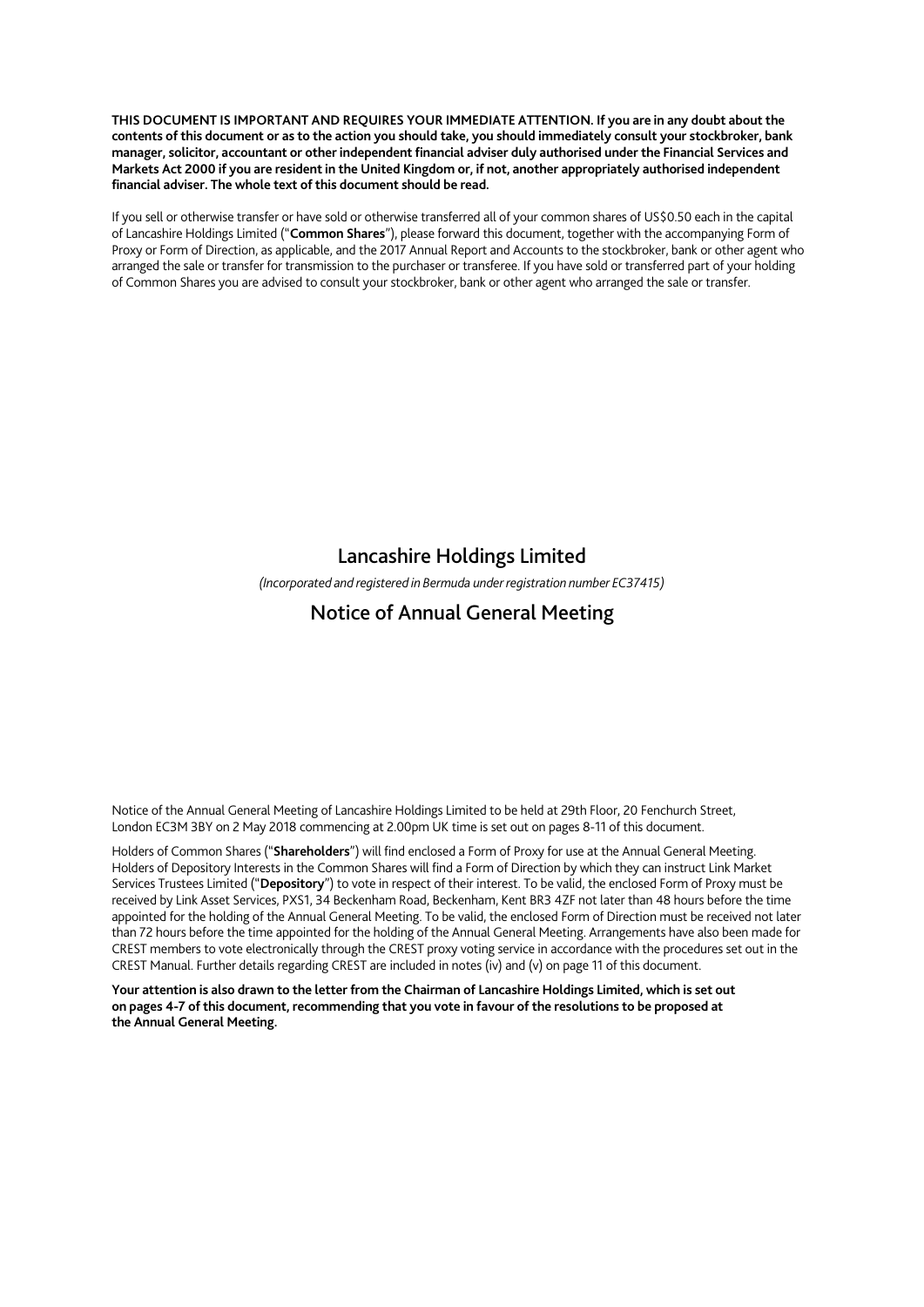**THIS DOCUMENT IS IMPORTANT AND REQUIRES YOUR IMMEDIATE ATTENTION. If you are in any doubt about the contents of this document or as to the action you should take, you should immediately consult your stockbroker, bank manager, solicitor, accountant or other independent financial adviser duly authorised under the Financial Services and Markets Act 2000 if you are resident in the United Kingdom or, if not, another appropriately authorised independent financial adviser. The whole text of this document should be read.**

If you sell or otherwise transfer or have sold or otherwise transferred all of your common shares of US$0.50 each in the capital of Lancashire Holdings Limited ("**Common Shares**"), please forward this document, together with the accompanying Form of Proxy or Form of Direction, as applicable, and the 2017 Annual Report and Accounts to the stockbroker, bank or other agent who arranged the sale or transfer for transmission to the purchaser or transferee. If you have sold or transferred part of your holding of Common Shares you are advised to consult your stockbroker, bank or other agent who arranged the sale or transfer.

# Lancashire Holdings Limited

*(Incorporated and registered in Bermuda under registration number EC37415)*

# Notice of Annual General Meeting

Notice of the Annual General Meeting of Lancashire Holdings Limited to be held at 29th Floor, 20 Fenchurch Street, London EC3M 3BY on 2 May 2018 commencing at 2.00pm UK time is set out on pages 8-11 of this document.

Holders of Common Shares ("**Shareholders**") will find enclosed a Form of Proxy for use at the Annual General Meeting. Holders of Depository Interests in the Common Shares will find a Form of Direction by which they can instruct Link Market Services Trustees Limited ("**Depository**") to vote in respect of their interest. To be valid, the enclosed Form of Proxy must be received by Link Asset Services, PXS1, 34 Beckenham Road, Beckenham, Kent BR3 4ZF not later than 48 hours before the time appointed for the holding of the Annual General Meeting. To be valid, the enclosed Form of Direction must be received not later than 72 hours before the time appointed for the holding of the Annual General Meeting. Arrangements have also been made for CREST members to vote electronically through the CREST proxy voting service in accordance with the procedures set out in the CREST Manual. Further details regarding CREST are included in notes (iv) and (v) on page 11 of this document.

**Your attention is also drawn to the letter from the Chairman of Lancashire Holdings Limited, which is set out on pages 4-7 of this document, recommending that you vote in favour of the resolutions to be proposed at the Annual General Meeting.**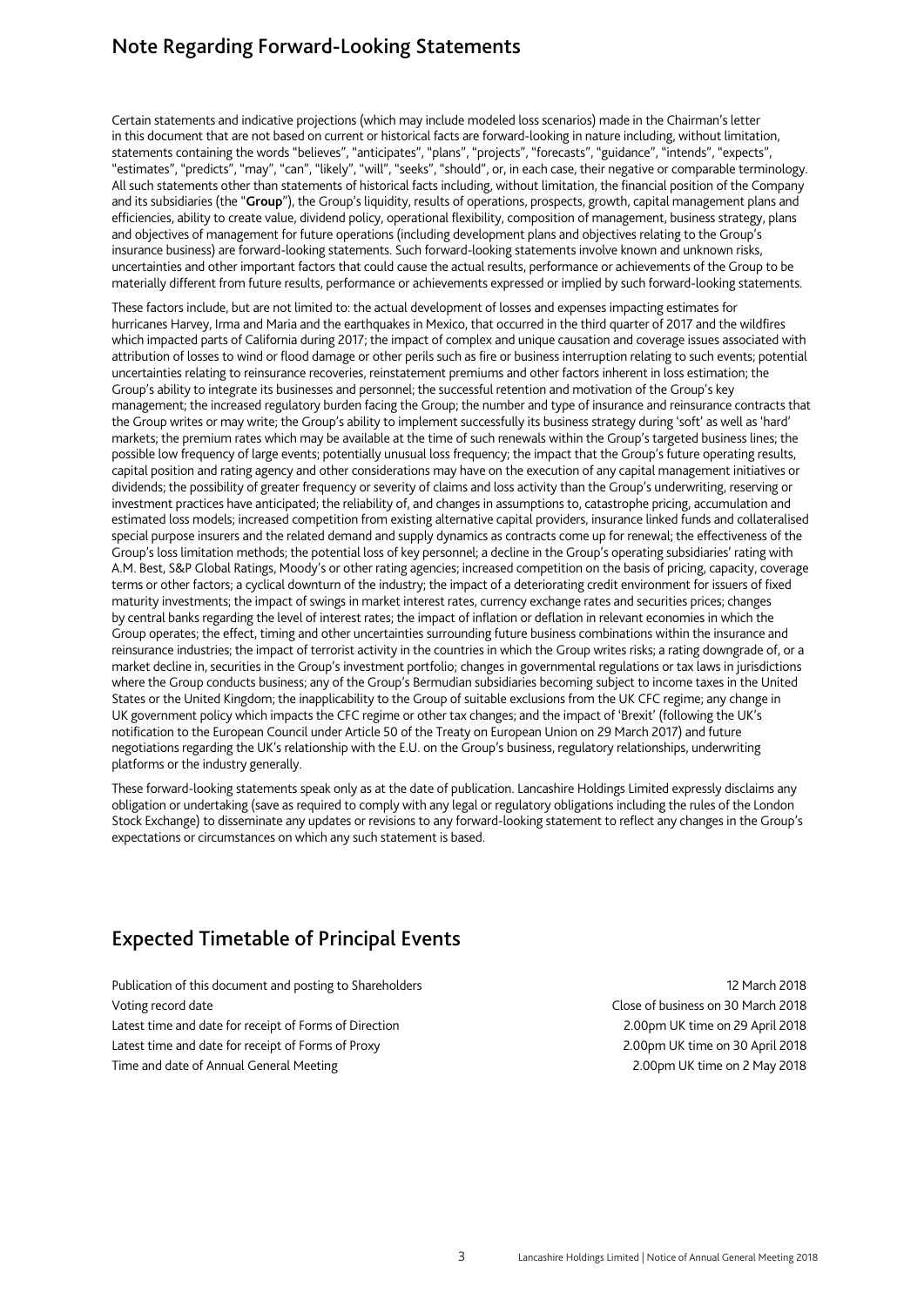## Note Regarding Forward-Looking Statements

Certain statements and indicative projections (which may include modeled loss scenarios) made in the Chairman's letter in this document that are not based on current or historical facts are forward-looking in nature including, without limitation, statements containing the words "believes", "anticipates", "plans", "projects", "forecasts", "guidance", "intends", "expects", "estimates", "predicts", "may", "can", "likely", "will", "seeks", "should", or, in each case, their negative or comparable terminology. All such statements other than statements of historical facts including, without limitation, the financial position of the Company and its subsidiaries (the "**Group**"), the Group's liquidity, results of operations, prospects, growth, capital management plans and efficiencies, ability to create value, dividend policy, operational flexibility, composition of management, business strategy, plans and objectives of management for future operations (including development plans and objectives relating to the Group's insurance business) are forward-looking statements. Such forward-looking statements involve known and unknown risks, uncertainties and other important factors that could cause the actual results, performance or achievements of the Group to be materially different from future results, performance or achievements expressed or implied by such forward-looking statements.

These factors include, but are not limited to: the actual development of losses and expenses impacting estimates for hurricanes Harvey, Irma and Maria and the earthquakes in Mexico, that occurred in the third quarter of 2017 and the wildfires which impacted parts of California during 2017; the impact of complex and unique causation and coverage issues associated with attribution of losses to wind or flood damage or other perils such as fire or business interruption relating to such events; potential uncertainties relating to reinsurance recoveries, reinstatement premiums and other factors inherent in loss estimation; the Group's ability to integrate its businesses and personnel; the successful retention and motivation of the Group's key management; the increased regulatory burden facing the Group; the number and type of insurance and reinsurance contracts that the Group writes or may write; the Group's ability to implement successfully its business strategy during 'soft' as well as 'hard' markets; the premium rates which may be available at the time of such renewals within the Group's targeted business lines; the possible low frequency of large events; potentially unusual loss frequency; the impact that the Group's future operating results, capital position and rating agency and other considerations may have on the execution of any capital management initiatives or dividends; the possibility of greater frequency or severity of claims and loss activity than the Group's underwriting, reserving or investment practices have anticipated; the reliability of, and changes in assumptions to, catastrophe pricing, accumulation and estimated loss models; increased competition from existing alternative capital providers, insurance linked funds and collateralised special purpose insurers and the related demand and supply dynamics as contracts come up for renewal; the effectiveness of the Group's loss limitation methods; the potential loss of key personnel; a decline in the Group's operating subsidiaries' rating with A.M. Best, S&P Global Ratings, Moody's or other rating agencies; increased competition on the basis of pricing, capacity, coverage terms or other factors; a cyclical downturn of the industry; the impact of a deteriorating credit environment for issuers of fixed maturity investments; the impact of swings in market interest rates, currency exchange rates and securities prices; changes by central banks regarding the level of interest rates; the impact of inflation or deflation in relevant economies in which the Group operates; the effect, timing and other uncertainties surrounding future business combinations within the insurance and reinsurance industries; the impact of terrorist activity in the countries in which the Group writes risks; a rating downgrade of, or a market decline in, securities in the Group's investment portfolio; changes in governmental regulations or tax laws in jurisdictions where the Group conducts business; any of the Group's Bermudian subsidiaries becoming subject to income taxes in the United States or the United Kingdom; the inapplicability to the Group of suitable exclusions from the UK CFC regime; any change in UK government policy which impacts the CFC regime or other tax changes; and the impact of 'Brexit' (following the UK's notification to the European Council under Article 50 of the Treaty on European Union on 29 March 2017) and future negotiations regarding the UK's relationship with the E.U. on the Group's business, regulatory relationships, underwriting platforms or the industry generally.

These forward-looking statements speak only as at the date of publication. Lancashire Holdings Limited expressly disclaims any obligation or undertaking (save as required to comply with any legal or regulatory obligations including the rules of the London Stock Exchange) to disseminate any updates or revisions to any forward-looking statement to reflect any changes in the Group's expectations or circumstances on which any such statement is based.

## Expected Timetable of Principal Events

| | |
|---|---|
| Publication of this document and posting to Shareholders | 12 March 2018 |
| Voting record date | Close of business on 30 March 2018 |
| Latest time and date for receipt of Forms of Direction | 2.00pm UK time on 29 April 2018 |
| Latest time and date for receipt of Forms of Proxy | 2.00pm UK time on 30 April 2018 |
| Time and date of Annual General Meeting | 2.00pm UK time on 2 May 2018 |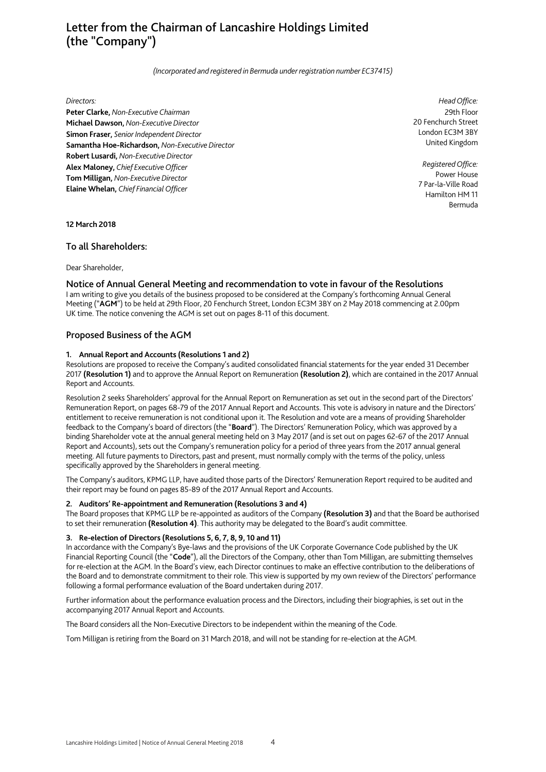# Letter from the Chairman of Lancashire Holdings Limited (the "Company")

*(Incorporated and registered in Bermuda under registration number EC37415)*

*Directors:*
**Peter Clarke,** *Non-Executive Chairman*
**Michael Dawson,** *Non-Executive Director*
**Simon Fraser,** *Senior Independent Director*
**Samantha Hoe-Richardson,** *Non-Executive Director*
**Robert Lusardi,** *Non-Executive Director*
**Alex Maloney,** *Chief Executive Officer*
**Tom Milligan,** *Non-Executive Director*
**Elaine Whelan,** *Chief Financial Officer*

*Head Office:*
29th Floor
20 Fenchurch Street
London EC3M 3BY
United Kingdom

*Registered Office:*
Power House
7 Par-la-Ville Road
Hamilton HM 11
Bermuda

**12 March 2018**

## To all Shareholders:

Dear Shareholder,

## Notice of Annual General Meeting and recommendation to vote in favour of the Resolutions

I am writing to give you details of the business proposed to be considered at the Company's forthcoming Annual General Meeting ("**AGM**") to be held at 29th Floor, 20 Fenchurch Street, London EC3M 3BY on 2 May 2018 commencing at 2.00pm UK time. The notice convening the AGM is set out on pages 8-11 of this document.

## Proposed Business of the AGM

### 1. Annual Report and Accounts (Resolutions 1 and 2)

Resolutions are proposed to receive the Company's audited consolidated financial statements for the year ended 31 December 2017 **(Resolution 1)** and to approve the Annual Report on Remuneration **(Resolution 2)**, which are contained in the 2017 Annual Report and Accounts.

Resolution 2 seeks Shareholders' approval for the Annual Report on Remuneration as set out in the second part of the Directors' Remuneration Report, on pages 68-79 of the 2017 Annual Report and Accounts. This vote is advisory in nature and the Directors' entitlement to receive remuneration is not conditional upon it. The Resolution and vote are a means of providing Shareholder feedback to the Company's board of directors (the "**Board**"). The Directors' Remuneration Policy, which was approved by a binding Shareholder vote at the annual general meeting held on 3 May 2017 (and is set out on pages 62-67 of the 2017 Annual Report and Accounts), sets out the Company's remuneration policy for a period of three years from the 2017 annual general meeting. All future payments to Directors, past and present, must normally comply with the terms of the policy, unless specifically approved by the Shareholders in general meeting.

The Company's auditors, KPMG LLP, have audited those parts of the Directors' Remuneration Report required to be audited and their report may be found on pages 85-89 of the 2017 Annual Report and Accounts.

### 2. Auditors' Re-appointment and Remuneration (Resolutions 3 and 4)

The Board proposes that KPMG LLP be re-appointed as auditors of the Company **(Resolution 3)** and that the Board be authorised to set their remuneration **(Resolution 4)**. This authority may be delegated to the Board's audit committee.

### 3. Re-election of Directors (Resolutions 5, 6, 7, 8, 9, 10 and 11)

In accordance with the Company's Bye-laws and the provisions of the UK Corporate Governance Code published by the UK Financial Reporting Council (the "**Code**"), all the Directors of the Company, other than Tom Milligan, are submitting themselves for re-election at the AGM. In the Board's view, each Director continues to make an effective contribution to the deliberations of the Board and to demonstrate commitment to their role. This view is supported by my own review of the Directors' performance following a formal performance evaluation of the Board undertaken during 2017.

Further information about the performance evaluation process and the Directors, including their biographies, is set out in the accompanying 2017 Annual Report and Accounts.

The Board considers all the Non-Executive Directors to be independent within the meaning of the Code.

Tom Milligan is retiring from the Board on 31 March 2018, and will not be standing for re-election at the AGM.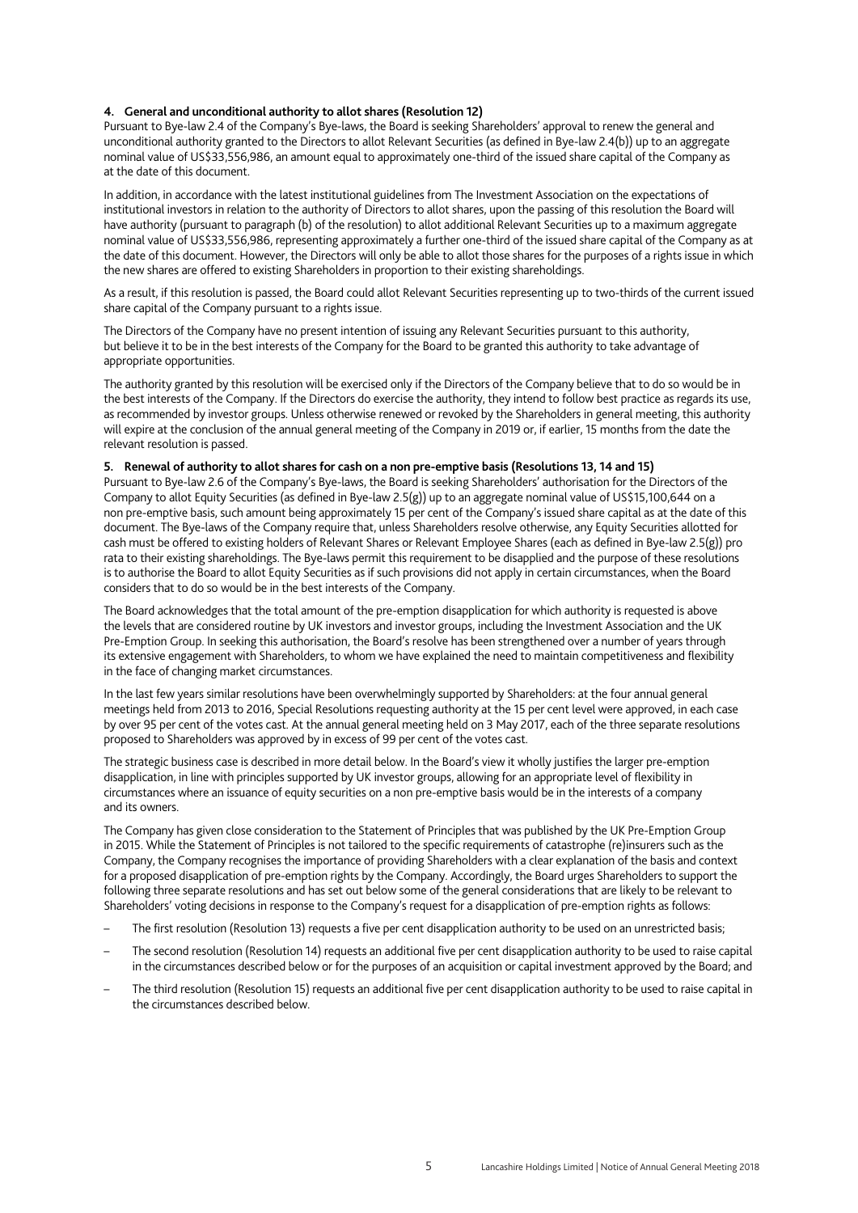#### 4. General and unconditional authority to allot shares (Resolution 12)

Pursuant to Bye-law 2.4 of the Company's Bye-laws, the Board is seeking Shareholders' approval to renew the general and unconditional authority granted to the Directors to allot Relevant Securities (as defined in Bye-law 2.4(b)) up to an aggregate nominal value of US$33,556,986, an amount equal to approximately one-third of the issued share capital of the Company as at the date of this document.

In addition, in accordance with the latest institutional guidelines from The Investment Association on the expectations of institutional investors in relation to the authority of Directors to allot shares, upon the passing of this resolution the Board will have authority (pursuant to paragraph (b) of the resolution) to allot additional Relevant Securities up to a maximum aggregate nominal value of US$33,556,986, representing approximately a further one-third of the issued share capital of the Company as at the date of this document. However, the Directors will only be able to allot those shares for the purposes of a rights issue in which the new shares are offered to existing Shareholders in proportion to their existing shareholdings.

As a result, if this resolution is passed, the Board could allot Relevant Securities representing up to two-thirds of the current issued share capital of the Company pursuant to a rights issue.

The Directors of the Company have no present intention of issuing any Relevant Securities pursuant to this authority, but believe it to be in the best interests of the Company for the Board to be granted this authority to take advantage of appropriate opportunities.

The authority granted by this resolution will be exercised only if the Directors of the Company believe that to do so would be in the best interests of the Company. If the Directors do exercise the authority, they intend to follow best practice as regards its use, as recommended by investor groups. Unless otherwise renewed or revoked by the Shareholders in general meeting, this authority will expire at the conclusion of the annual general meeting of the Company in 2019 or, if earlier, 15 months from the date the relevant resolution is passed.

#### 5. Renewal of authority to allot shares for cash on a non pre-emptive basis (Resolutions 13, 14 and 15)

Pursuant to Bye-law 2.6 of the Company's Bye-laws, the Board is seeking Shareholders' authorisation for the Directors of the Company to allot Equity Securities (as defined in Bye-law 2.5(g)) up to an aggregate nominal value of US$15,100,644 on a non pre-emptive basis, such amount being approximately 15 per cent of the Company's issued share capital as at the date of this document. The Bye-laws of the Company require that, unless Shareholders resolve otherwise, any Equity Securities allotted for cash must be offered to existing holders of Relevant Shares or Relevant Employee Shares (each as defined in Bye-law 2.5(g)) pro rata to their existing shareholdings. The Bye-laws permit this requirement to be disapplied and the purpose of these resolutions is to authorise the Board to allot Equity Securities as if such provisions did not apply in certain circumstances, when the Board considers that to do so would be in the best interests of the Company.

The Board acknowledges that the total amount of the pre-emption disapplication for which authority is requested is above the levels that are considered routine by UK investors and investor groups, including the Investment Association and the UK Pre-Emption Group. In seeking this authorisation, the Board's resolve has been strengthened over a number of years through its extensive engagement with Shareholders, to whom we have explained the need to maintain competitiveness and flexibility in the face of changing market circumstances.

In the last few years similar resolutions have been overwhelmingly supported by Shareholders: at the four annual general meetings held from 2013 to 2016, Special Resolutions requesting authority at the 15 per cent level were approved, in each case by over 95 per cent of the votes cast. At the annual general meeting held on 3 May 2017, each of the three separate resolutions proposed to Shareholders was approved by in excess of 99 per cent of the votes cast.

The strategic business case is described in more detail below. In the Board's view it wholly justifies the larger pre-emption disapplication, in line with principles supported by UK investor groups, allowing for an appropriate level of flexibility in circumstances where an issuance of equity securities on a non pre-emptive basis would be in the interests of a company and its owners.

The Company has given close consideration to the Statement of Principles that was published by the UK Pre-Emption Group in 2015. While the Statement of Principles is not tailored to the specific requirements of catastrophe (re)insurers such as the Company, the Company recognises the importance of providing Shareholders with a clear explanation of the basis and context for a proposed disapplication of pre-emption rights by the Company. Accordingly, the Board urges Shareholders to support the following three separate resolutions and has set out below some of the general considerations that are likely to be relevant to Shareholders' voting decisions in response to the Company's request for a disapplication of pre-emption rights as follows:

- The first resolution (Resolution 13) requests a five per cent disapplication authority to be used on an unrestricted basis;
- The second resolution (Resolution 14) requests an additional five per cent disapplication authority to be used to raise capital in the circumstances described below or for the purposes of an acquisition or capital investment approved by the Board; and
- The third resolution (Resolution 15) requests an additional five per cent disapplication authority to be used to raise capital in the circumstances described below.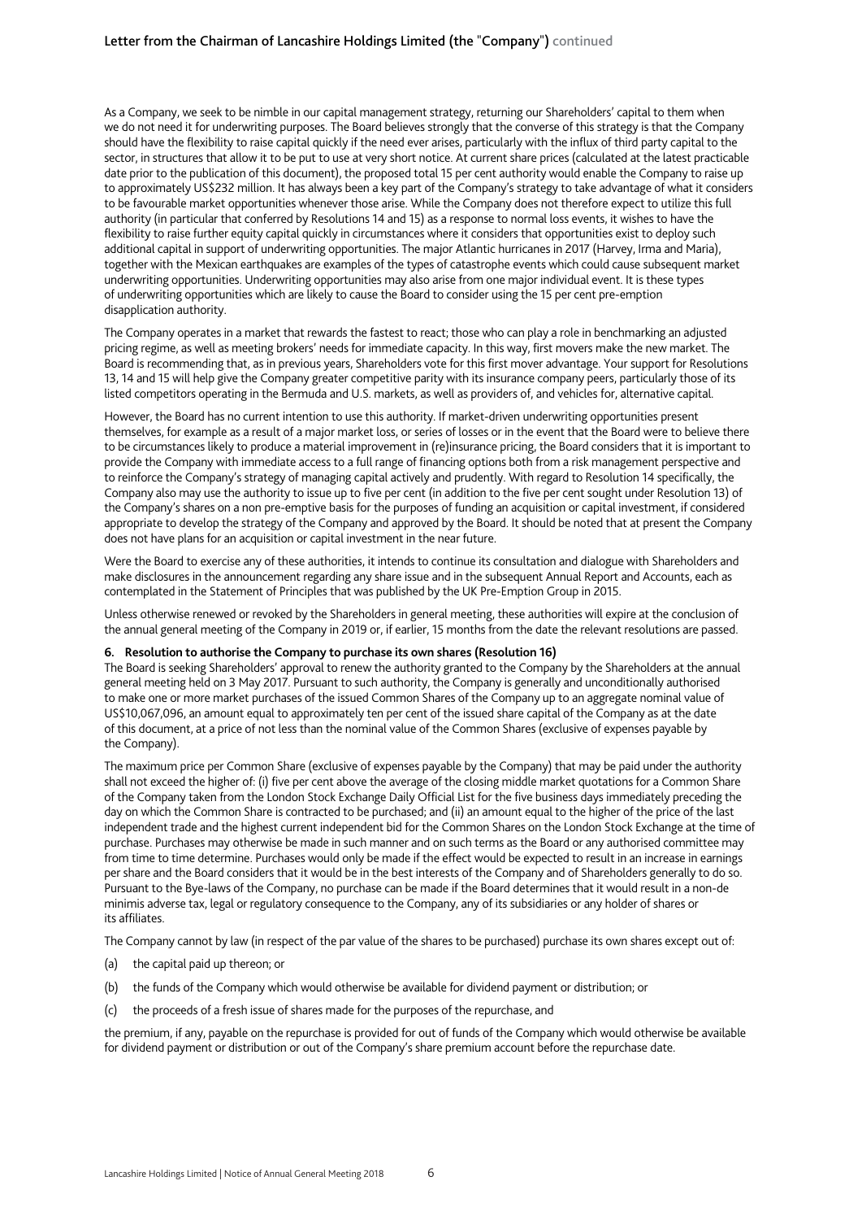As a Company, we seek to be nimble in our capital management strategy, returning our Shareholders' capital to them when we do not need it for underwriting purposes. The Board believes strongly that the converse of this strategy is that the Company should have the flexibility to raise capital quickly if the need ever arises, particularly with the influx of third party capital to the sector, in structures that allow it to be put to use at very short notice. At current share prices (calculated at the latest practicable date prior to the publication of this document), the proposed total 15 per cent authority would enable the Company to raise up to approximately US$232 million. It has always been a key part of the Company's strategy to take advantage of what it considers to be favourable market opportunities whenever those arise. While the Company does not therefore expect to utilize this full authority (in particular that conferred by Resolutions 14 and 15) as a response to normal loss events, it wishes to have the flexibility to raise further equity capital quickly in circumstances where it considers that opportunities exist to deploy such additional capital in support of underwriting opportunities. The major Atlantic hurricanes in 2017 (Harvey, Irma and Maria), together with the Mexican earthquakes are examples of the types of catastrophe events which could cause subsequent market underwriting opportunities. Underwriting opportunities may also arise from one major individual event. It is these types of underwriting opportunities which are likely to cause the Board to consider using the 15 per cent pre-emption disapplication authority.

The Company operates in a market that rewards the fastest to react; those who can play a role in benchmarking an adjusted pricing regime, as well as meeting brokers' needs for immediate capacity. In this way, first movers make the new market. The Board is recommending that, as in previous years, Shareholders vote for this first mover advantage. Your support for Resolutions 13, 14 and 15 will help give the Company greater competitive parity with its insurance company peers, particularly those of its listed competitors operating in the Bermuda and U.S. markets, as well as providers of, and vehicles for, alternative capital.

However, the Board has no current intention to use this authority. If market-driven underwriting opportunities present themselves, for example as a result of a major market loss, or series of losses or in the event that the Board were to believe there to be circumstances likely to produce a material improvement in (re)insurance pricing, the Board considers that it is important to provide the Company with immediate access to a full range of financing options both from a risk management perspective and to reinforce the Company's strategy of managing capital actively and prudently. With regard to Resolution 14 specifically, the Company also may use the authority to issue up to five per cent (in addition to the five per cent sought under Resolution 13) of the Company's shares on a non pre-emptive basis for the purposes of funding an acquisition or capital investment, if considered appropriate to develop the strategy of the Company and approved by the Board. It should be noted that at present the Company does not have plans for an acquisition or capital investment in the near future.

Were the Board to exercise any of these authorities, it intends to continue its consultation and dialogue with Shareholders and make disclosures in the announcement regarding any share issue and in the subsequent Annual Report and Accounts, each as contemplated in the Statement of Principles that was published by the UK Pre-Emption Group in 2015.

Unless otherwise renewed or revoked by the Shareholders in general meeting, these authorities will expire at the conclusion of the annual general meeting of the Company in 2019 or, if earlier, 15 months from the date the relevant resolutions are passed.

**6. Resolution to authorise the Company to purchase its own shares (Resolution 16)**

The Board is seeking Shareholders' approval to renew the authority granted to the Company by the Shareholders at the annual general meeting held on 3 May 2017. Pursuant to such authority, the Company is generally and unconditionally authorised to make one or more market purchases of the issued Common Shares of the Company up to an aggregate nominal value of US$10,067,096, an amount equal to approximately ten per cent of the issued share capital of the Company as at the date of this document, at a price of not less than the nominal value of the Common Shares (exclusive of expenses payable by the Company).

The maximum price per Common Share (exclusive of expenses payable by the Company) that may be paid under the authority shall not exceed the higher of: (i) five per cent above the average of the closing middle market quotations for a Common Share of the Company taken from the London Stock Exchange Daily Official List for the five business days immediately preceding the day on which the Common Share is contracted to be purchased; and (ii) an amount equal to the higher of the price of the last independent trade and the highest current independent bid for the Common Shares on the London Stock Exchange at the time of purchase. Purchases may otherwise be made in such manner and on such terms as the Board or any authorised committee may from time to time determine. Purchases would only be made if the effect would be expected to result in an increase in earnings per share and the Board considers that it would be in the best interests of the Company and of Shareholders generally to do so. Pursuant to the Bye-laws of the Company, no purchase can be made if the Board determines that it would result in a non-de minimis adverse tax, legal or regulatory consequence to the Company, any of its subsidiaries or any holder of shares or its affiliates.

The Company cannot by law (in respect of the par value of the shares to be purchased) purchase its own shares except out of:

(a) the capital paid up thereon; or

(b) the funds of the Company which would otherwise be available for dividend payment or distribution; or

(c) the proceeds of a fresh issue of shares made for the purposes of the repurchase, and

the premium, if any, payable on the repurchase is provided for out of funds of the Company which would otherwise be available for dividend payment or distribution or out of the Company's share premium account before the repurchase date.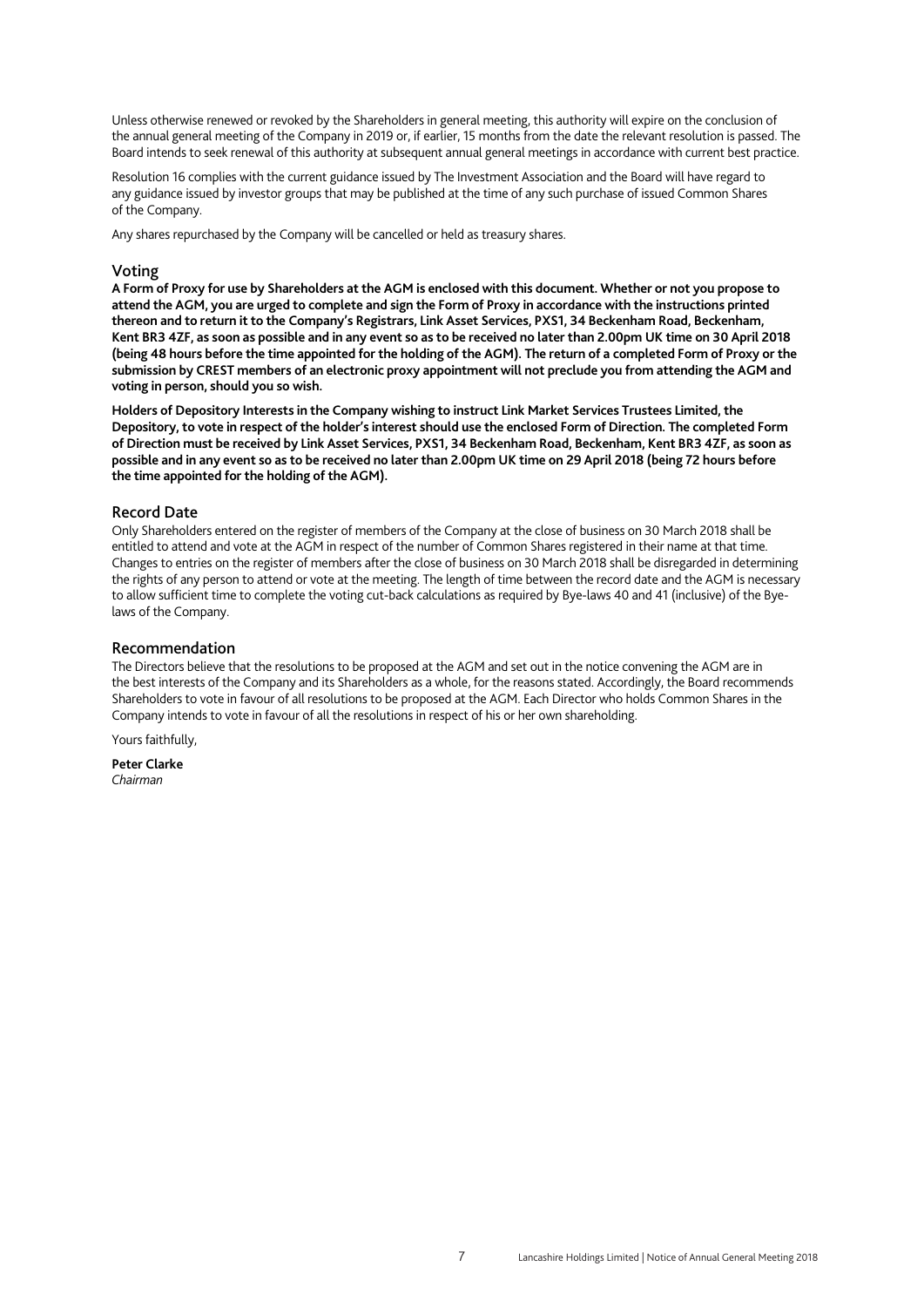Unless otherwise renewed or revoked by the Shareholders in general meeting, this authority will expire on the conclusion of the annual general meeting of the Company in 2019 or, if earlier, 15 months from the date the relevant resolution is passed. The Board intends to seek renewal of this authority at subsequent annual general meetings in accordance with current best practice.

Resolution 16 complies with the current guidance issued by The Investment Association and the Board will have regard to any guidance issued by investor groups that may be published at the time of any such purchase of issued Common Shares of the Company.

Any shares repurchased by the Company will be cancelled or held as treasury shares.

## Voting

**A Form of Proxy for use by Shareholders at the AGM is enclosed with this document. Whether or not you propose to attend the AGM, you are urged to complete and sign the Form of Proxy in accordance with the instructions printed thereon and to return it to the Company's Registrars, Link Asset Services, PXS1, 34 Beckenham Road, Beckenham, Kent BR3 4ZF, as soon as possible and in any event so as to be received no later than 2.00pm UK time on 30 April 2018 (being 48 hours before the time appointed for the holding of the AGM). The return of a completed Form of Proxy or the submission by CREST members of an electronic proxy appointment will not preclude you from attending the AGM and voting in person, should you so wish.**

**Holders of Depository Interests in the Company wishing to instruct Link Market Services Trustees Limited, the Depository, to vote in respect of the holder's interest should use the enclosed Form of Direction. The completed Form of Direction must be received by Link Asset Services, PXS1, 34 Beckenham Road, Beckenham, Kent BR3 4ZF, as soon as possible and in any event so as to be received no later than 2.00pm UK time on 29 April 2018 (being 72 hours before the time appointed for the holding of the AGM).**

## Record Date

Only Shareholders entered on the register of members of the Company at the close of business on 30 March 2018 shall be entitled to attend and vote at the AGM in respect of the number of Common Shares registered in their name at that time. Changes to entries on the register of members after the close of business on 30 March 2018 shall be disregarded in determining the rights of any person to attend or vote at the meeting. The length of time between the record date and the AGM is necessary to allow sufficient time to complete the voting cut-back calculations as required by Bye-laws 40 and 41 (inclusive) of the Bye-laws of the Company.

## Recommendation

The Directors believe that the resolutions to be proposed at the AGM and set out in the notice convening the AGM are in the best interests of the Company and its Shareholders as a whole, for the reasons stated. Accordingly, the Board recommends Shareholders to vote in favour of all resolutions to be proposed at the AGM. Each Director who holds Common Shares in the Company intends to vote in favour of all the resolutions in respect of his or her own shareholding.

Yours faithfully,

**Peter Clarke**
*Chairman*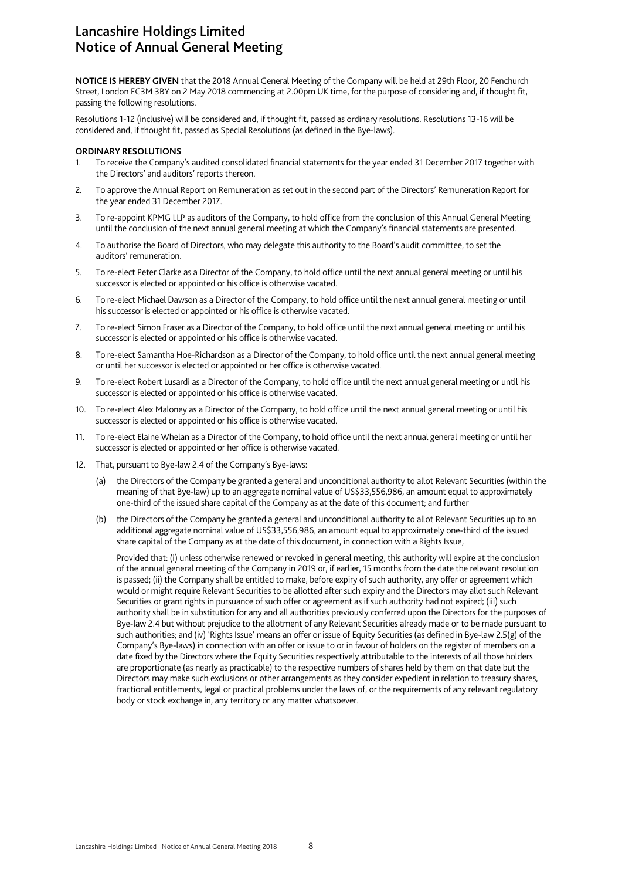# Lancashire Holdings Limited
# Notice of Annual General Meeting

**NOTICE IS HEREBY GIVEN** that the 2018 Annual General Meeting of the Company will be held at 29th Floor, 20 Fenchurch Street, London EC3M 3BY on 2 May 2018 commencing at 2.00pm UK time, for the purpose of considering and, if thought fit, passing the following resolutions.

Resolutions 1-12 (inclusive) will be considered and, if thought fit, passed as ordinary resolutions. Resolutions 13-16 will be considered and, if thought fit, passed as Special Resolutions (as defined in the Bye-laws).

**ORDINARY RESOLUTIONS**

1. To receive the Company's audited consolidated financial statements for the year ended 31 December 2017 together with the Directors' and auditors' reports thereon.
2. To approve the Annual Report on Remuneration as set out in the second part of the Directors' Remuneration Report for the year ended 31 December 2017.
3. To re-appoint KPMG LLP as auditors of the Company, to hold office from the conclusion of this Annual General Meeting until the conclusion of the next annual general meeting at which the Company's financial statements are presented.
4. To authorise the Board of Directors, who may delegate this authority to the Board's audit committee, to set the auditors' remuneration.
5. To re-elect Peter Clarke as a Director of the Company, to hold office until the next annual general meeting or until his successor is elected or appointed or his office is otherwise vacated.
6. To re-elect Michael Dawson as a Director of the Company, to hold office until the next annual general meeting or until his successor is elected or appointed or his office is otherwise vacated.
7. To re-elect Simon Fraser as a Director of the Company, to hold office until the next annual general meeting or until his successor is elected or appointed or his office is otherwise vacated.
8. To re-elect Samantha Hoe-Richardson as a Director of the Company, to hold office until the next annual general meeting or until her successor is elected or appointed or her office is otherwise vacated.
9. To re-elect Robert Lusardi as a Director of the Company, to hold office until the next annual general meeting or until his successor is elected or appointed or his office is otherwise vacated.
10. To re-elect Alex Maloney as a Director of the Company, to hold office until the next annual general meeting or until his successor is elected or appointed or his office is otherwise vacated.
11. To re-elect Elaine Whelan as a Director of the Company, to hold office until the next annual general meeting or until her successor is elected or appointed or her office is otherwise vacated.
12. That, pursuant to Bye-law 2.4 of the Company's Bye-laws:
    (a) the Directors of the Company be granted a general and unconditional authority to allot Relevant Securities (within the meaning of that Bye-law) up to an aggregate nominal value of US$33,556,986, an amount equal to approximately one-third of the issued share capital of the Company as at the date of this document; and further
    (b) the Directors of the Company be granted a general and unconditional authority to allot Relevant Securities up to an additional aggregate nominal value of US$33,556,986, an amount equal to approximately one-third of the issued share capital of the Company as at the date of this document, in connection with a Rights Issue,

    Provided that: (i) unless otherwise renewed or revoked in general meeting, this authority will expire at the conclusion of the annual general meeting of the Company in 2019 or, if earlier, 15 months from the date the relevant resolution is passed; (ii) the Company shall be entitled to make, before expiry of such authority, any offer or agreement which would or might require Relevant Securities to be allotted after such expiry and the Directors may allot such Relevant Securities or grant rights in pursuance of such offer or agreement as if such authority had not expired; (iii) such authority shall be in substitution for any and all authorities previously conferred upon the Directors for the purposes of Bye-law 2.4 but without prejudice to the allotment of any Relevant Securities already made or to be made pursuant to such authorities; and (iv) 'Rights Issue' means an offer or issue of Equity Securities (as defined in Bye-law 2.5(g) of the Company's Bye-laws) in connection with an offer or issue to or in favour of holders on the register of members on a date fixed by the Directors where the Equity Securities respectively attributable to the interests of all those holders are proportionate (as nearly as practicable) to the respective numbers of shares held by them on that date but the Directors may make such exclusions or other arrangements as they consider expedient in relation to treasury shares, fractional entitlements, legal or practical problems under the laws of, or the requirements of any relevant regulatory body or stock exchange in, any territory or any matter whatsoever.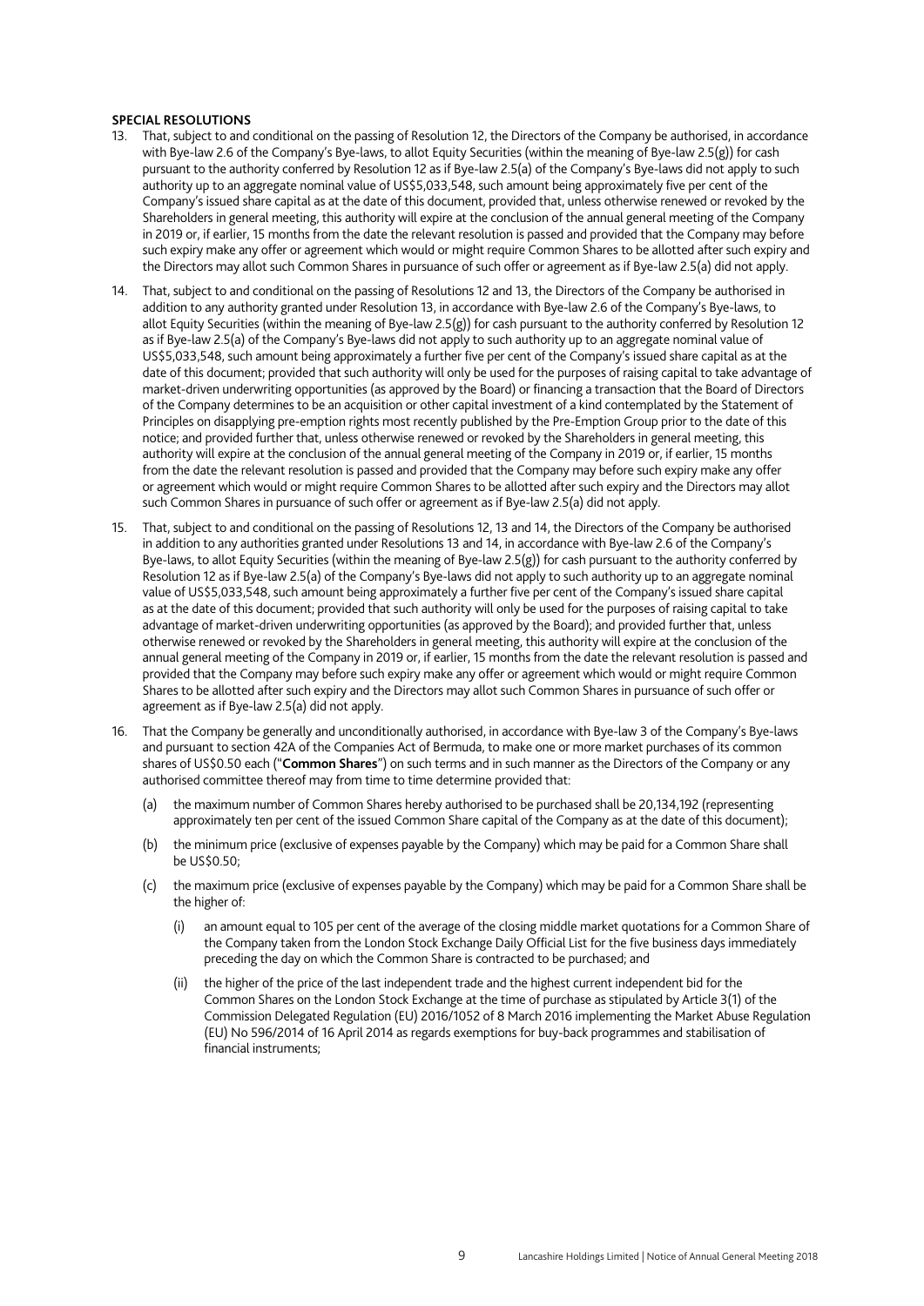**SPECIAL RESOLUTIONS**

13. That, subject to and conditional on the passing of Resolution 12, the Directors of the Company be authorised, in accordance with Bye-law 2.6 of the Company's Bye-laws, to allot Equity Securities (within the meaning of Bye-law 2.5(g)) for cash pursuant to the authority conferred by Resolution 12 as if Bye-law 2.5(a) of the Company's Bye-laws did not apply to such authority up to an aggregate nominal value of US$5,033,548, such amount being approximately five per cent of the Company's issued share capital as at the date of this document, provided that, unless otherwise renewed or revoked by the Shareholders in general meeting, this authority will expire at the conclusion of the annual general meeting of the Company in 2019 or, if earlier, 15 months from the date the relevant resolution is passed and provided that the Company may before such expiry make any offer or agreement which would or might require Common Shares to be allotted after such expiry and the Directors may allot such Common Shares in pursuance of such offer or agreement as if Bye-law 2.5(a) did not apply.

14. That, subject to and conditional on the passing of Resolutions 12 and 13, the Directors of the Company be authorised in addition to any authority granted under Resolution 13, in accordance with Bye-law 2.6 of the Company's Bye-laws, to allot Equity Securities (within the meaning of Bye-law 2.5(g)) for cash pursuant to the authority conferred by Resolution 12 as if Bye-law 2.5(a) of the Company's Bye-laws did not apply to such authority up to an aggregate nominal value of US$5,033,548, such amount being approximately a further five per cent of the Company's issued share capital as at the date of this document; provided that such authority will only be used for the purposes of raising capital to take advantage of market-driven underwriting opportunities (as approved by the Board) or financing a transaction that the Board of Directors of the Company determines to be an acquisition or other capital investment of a kind contemplated by the Statement of Principles on disapplying pre-emption rights most recently published by the Pre-Emption Group prior to the date of this notice; and provided further that, unless otherwise renewed or revoked by the Shareholders in general meeting, this authority will expire at the conclusion of the annual general meeting of the Company in 2019 or, if earlier, 15 months from the date the relevant resolution is passed and provided that the Company may before such expiry make any offer or agreement which would or might require Common Shares to be allotted after such expiry and the Directors may allot such Common Shares in pursuance of such offer or agreement as if Bye-law 2.5(a) did not apply.

15. That, subject to and conditional on the passing of Resolutions 12, 13 and 14, the Directors of the Company be authorised in addition to any authorities granted under Resolutions 13 and 14, in accordance with Bye-law 2.6 of the Company's Bye-laws, to allot Equity Securities (within the meaning of Bye-law 2.5(g)) for cash pursuant to the authority conferred by Resolution 12 as if Bye-law 2.5(a) of the Company's Bye-laws did not apply to such authority up to an aggregate nominal value of US$5,033,548, such amount being approximately a further five per cent of the Company's issued share capital as at the date of this document; provided that such authority will only be used for the purposes of raising capital to take advantage of market-driven underwriting opportunities (as approved by the Board); and provided further that, unless otherwise renewed or revoked by the Shareholders in general meeting, this authority will expire at the conclusion of the annual general meeting of the Company in 2019 or, if earlier, 15 months from the date the relevant resolution is passed and provided that the Company may before such expiry make any offer or agreement which would or might require Common Shares to be allotted after such expiry and the Directors may allot such Common Shares in pursuance of such offer or agreement as if Bye-law 2.5(a) did not apply.

16. That the Company be generally and unconditionally authorised, in accordance with Bye-law 3 of the Company's Bye-laws and pursuant to section 42A of the Companies Act of Bermuda, to make one or more market purchases of its common shares of US$0.50 each ("**Common Shares**") on such terms and in such manner as the Directors of the Company or any authorised committee thereof may from time to time determine provided that:

    (a) the maximum number of Common Shares hereby authorised to be purchased shall be 20,134,192 (representing approximately ten per cent of the issued Common Share capital of the Company as at the date of this document);

    (b) the minimum price (exclusive of expenses payable by the Company) which may be paid for a Common Share shall be US$0.50;

    (c) the maximum price (exclusive of expenses payable by the Company) which may be paid for a Common Share shall be the higher of:

        (i) an amount equal to 105 per cent of the average of the closing middle market quotations for a Common Share of the Company taken from the London Stock Exchange Daily Official List for the five business days immediately preceding the day on which the Common Share is contracted to be purchased; and

        (ii) the higher of the price of the last independent trade and the highest current independent bid for the Common Shares on the London Stock Exchange at the time of purchase as stipulated by Article 3(1) of the Commission Delegated Regulation (EU) 2016/1052 of 8 March 2016 implementing the Market Abuse Regulation (EU) No 596/2014 of 16 April 2014 as regards exemptions for buy-back programmes and stabilisation of financial instruments;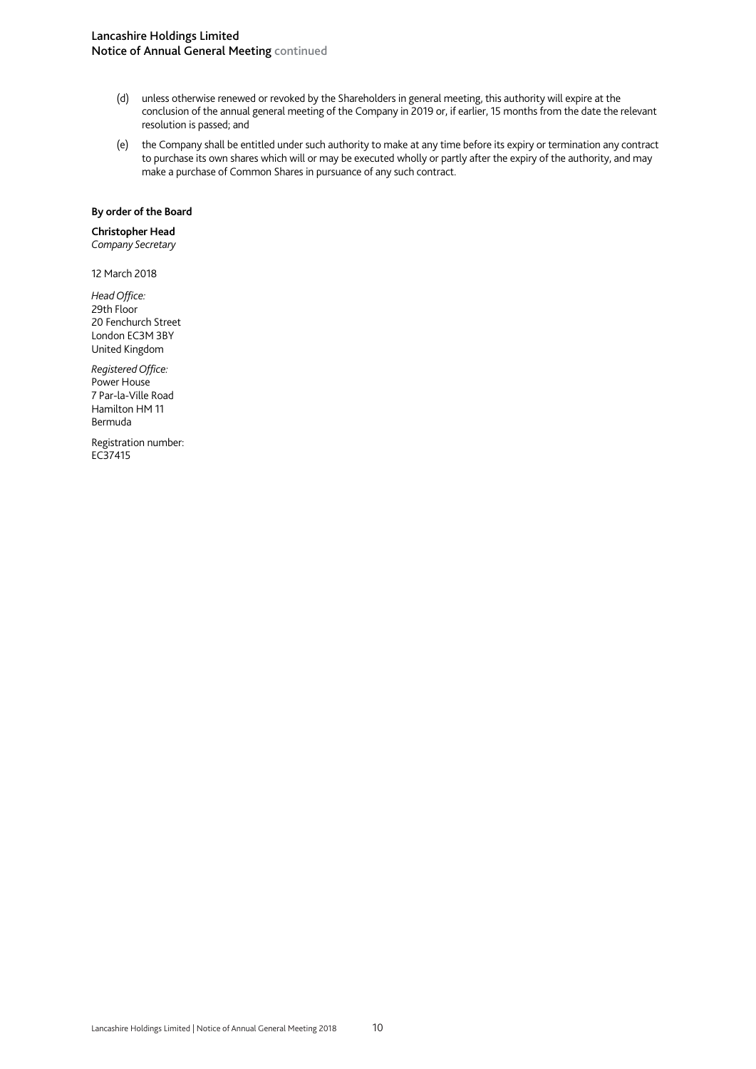(d) unless otherwise renewed or revoked by the Shareholders in general meeting, this authority will expire at the conclusion of the annual general meeting of the Company in 2019 or, if earlier, 15 months from the date the relevant resolution is passed; and

(e) the Company shall be entitled under such authority to make at any time before its expiry or termination any contract to purchase its own shares which will or may be executed wholly or partly after the expiry of the authority, and may make a purchase of Common Shares in pursuance of any such contract.

**By order of the Board**

**Christopher Head**
*Company Secretary*

12 March 2018

*Head Office:*
29th Floor
20 Fenchurch Street
London EC3M 3BY
United Kingdom

*Registered Office:*
Power House
7 Par-la-Ville Road
Hamilton HM 11
Bermuda

Registration number:
EC37415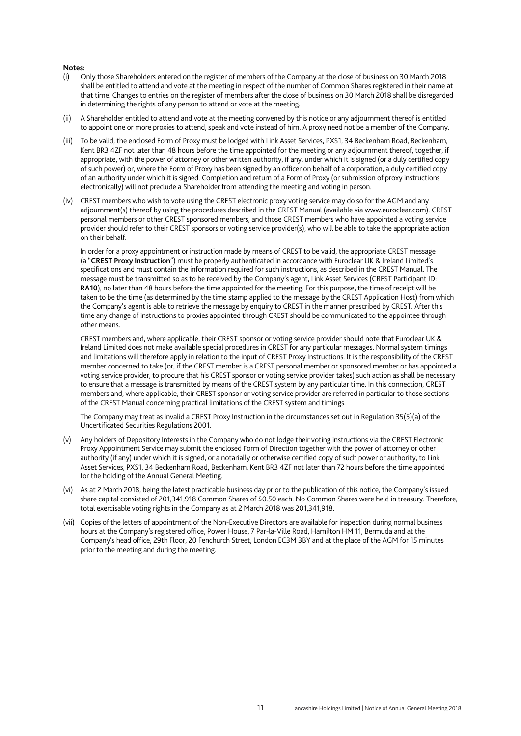**Notes:**

(i) Only those Shareholders entered on the register of members of the Company at the close of business on 30 March 2018 shall be entitled to attend and vote at the meeting in respect of the number of Common Shares registered in their name at that time. Changes to entries on the register of members after the close of business on 30 March 2018 shall be disregarded in determining the rights of any person to attend or vote at the meeting.

(ii) A Shareholder entitled to attend and vote at the meeting convened by this notice or any adjournment thereof is entitled to appoint one or more proxies to attend, speak and vote instead of him. A proxy need not be a member of the Company.

(iii) To be valid, the enclosed Form of Proxy must be lodged with Link Asset Services, PXS1, 34 Beckenham Road, Beckenham, Kent BR3 4ZF not later than 48 hours before the time appointed for the meeting or any adjournment thereof, together, if appropriate, with the power of attorney or other written authority, if any, under which it is signed (or a duly certified copy of such power) or, where the Form of Proxy has been signed by an officer on behalf of a corporation, a duly certified copy of an authority under which it is signed. Completion and return of a Form of Proxy (or submission of proxy instructions electronically) will not preclude a Shareholder from attending the meeting and voting in person.

(iv) CREST members who wish to vote using the CREST electronic proxy voting service may do so for the AGM and any adjournment(s) thereof by using the procedures described in the CREST Manual (available via www.euroclear.com). CREST personal members or other CREST sponsored members, and those CREST members who have appointed a voting service provider should refer to their CREST sponsors or voting service provider(s), who will be able to take the appropriate action on their behalf.

In order for a proxy appointment or instruction made by means of CREST to be valid, the appropriate CREST message (a "**CREST Proxy Instruction**") must be properly authenticated in accordance with Euroclear UK & Ireland Limited's specifications and must contain the information required for such instructions, as described in the CREST Manual. The message must be transmitted so as to be received by the Company's agent, Link Asset Services (CREST Participant ID: **RA10**), no later than 48 hours before the time appointed for the meeting. For this purpose, the time of receipt will be taken to be the time (as determined by the time stamp applied to the message by the CREST Application Host) from which the Company's agent is able to retrieve the message by enquiry to CREST in the manner prescribed by CREST. After this time any change of instructions to proxies appointed through CREST should be communicated to the appointee through other means.

CREST members and, where applicable, their CREST sponsor or voting service provider should note that Euroclear UK & Ireland Limited does not make available special procedures in CREST for any particular messages. Normal system timings and limitations will therefore apply in relation to the input of CREST Proxy Instructions. It is the responsibility of the CREST member concerned to take (or, if the CREST member is a CREST personal member or sponsored member or has appointed a voting service provider, to procure that his CREST sponsor or voting service provider takes) such action as shall be necessary to ensure that a message is transmitted by means of the CREST system by any particular time. In this connection, CREST members and, where applicable, their CREST sponsor or voting service provider are referred in particular to those sections of the CREST Manual concerning practical limitations of the CREST system and timings.

The Company may treat as invalid a CREST Proxy Instruction in the circumstances set out in Regulation 35(5)(a) of the Uncertificated Securities Regulations 2001.

(v) Any holders of Depository Interests in the Company who do not lodge their voting instructions via the CREST Electronic Proxy Appointment Service may submit the enclosed Form of Direction together with the power of attorney or other authority (if any) under which it is signed, or a notarially or otherwise certified copy of such power or authority, to Link Asset Services, PXS1, 34 Beckenham Road, Beckenham, Kent BR3 4ZF not later than 72 hours before the time appointed for the holding of the Annual General Meeting.

(vi) As at 2 March 2018, being the latest practicable business day prior to the publication of this notice, the Company's issued share capital consisted of 201,341,918 Common Shares of $0.50 each. No Common Shares were held in treasury. Therefore, total exercisable voting rights in the Company as at 2 March 2018 was 201,341,918.

(vii) Copies of the letters of appointment of the Non-Executive Directors are available for inspection during normal business hours at the Company's registered office, Power House, 7 Par-la-Ville Road, Hamilton HM 11, Bermuda and at the Company's head office, 29th Floor, 20 Fenchurch Street, London EC3M 3BY and at the place of the AGM for 15 minutes prior to the meeting and during the meeting.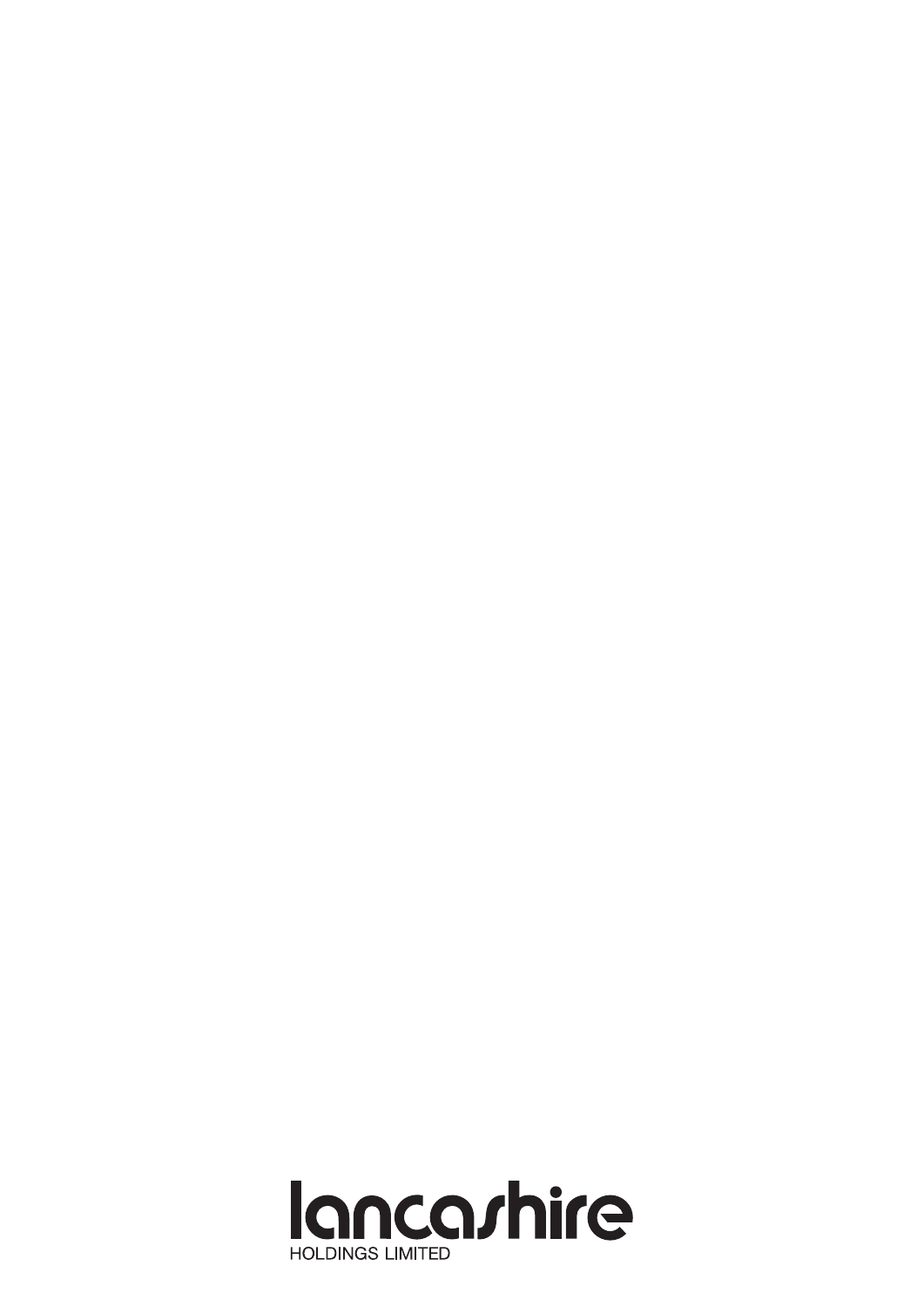lancashire

HOLDINGS LIMITED